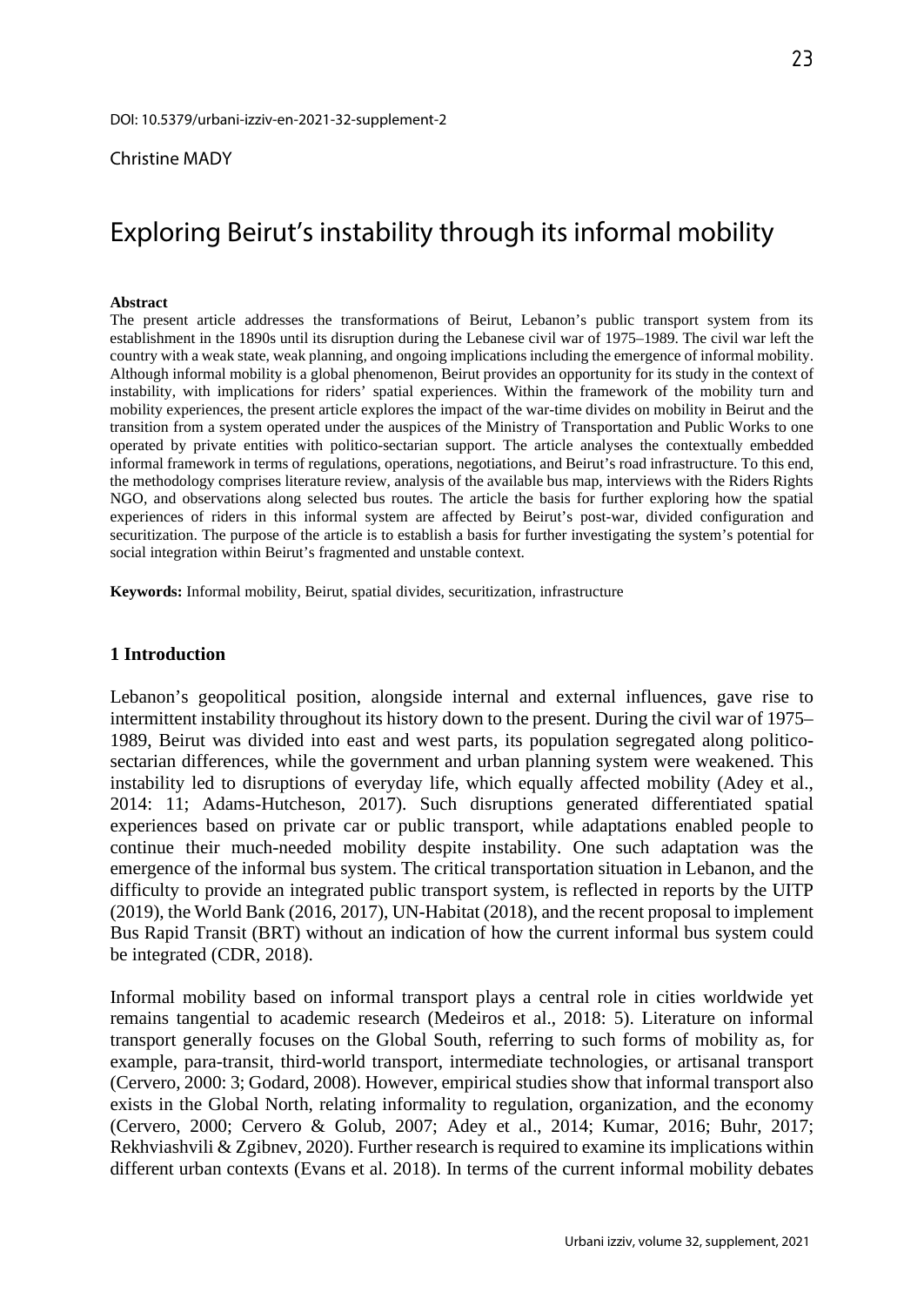DOI: 10.5379/urbani-izziv-en-2021-32-supplement-2

Christine MADY

# Exploring Beirut's instability through its informal mobility

**Abstract**

The present article addresses the transformations of Beirut, Lebanon's public transport system from its establishment in the 1890s until its disruption during the Lebanese civil war of 1975–1989. The civil war left the country with a weak state, weak planning, and ongoing implications including the emergence of informal mobility. Although informal mobility is a global phenomenon, Beirut provides an opportunity for its study in the context of instability, with implications for riders' spatial experiences. Within the framework of the mobility turn and mobility experiences, the present article explores the impact of the war-time divides on mobility in Beirut and the transition from a system operated under the auspices of the Ministry of Transportation and Public Works to one operated by private entities with politico-sectarian support. The article analyses the contextually embedded informal framework in terms of regulations, operations, negotiations, and Beirut's road infrastructure. To this end, the methodology comprises literature review, analysis of the available bus map, interviews with the Riders Rights NGO, and observations along selected bus routes. The article the basis for further exploring how the spatial experiences of riders in this informal system are affected by Beirut's post-war, divided configuration and securitization. The purpose of the article is to establish a basis for further investigating the system's potential for social integration within Beirut's fragmented and unstable context.

**Keywords:** Informal mobility, Beirut, spatial divides, securitization, infrastructure

## 1 Introduction

Lebanon's geopolitical position, alongside internal and external influences, gave rise to intermittent instability throughout its history down to the present. During the civil war of 1975–1989, Beirut was divided into east and west parts, its population segregated along politico-sectarian differences, while the government and urban planning system were weakened. This instability led to disruptions of everyday life, which equally affected mobility (Adey et al., 2014: 11; Adams-Hutcheson, 2017). Such disruptions generated differentiated spatial experiences based on private car or public transport, while adaptations enabled people to continue their much-needed mobility despite instability. One such adaptation was the emergence of the informal bus system. The critical transportation situation in Lebanon, and the difficulty to provide an integrated public transport system, is reflected in reports by the UITP (2019), the World Bank (2016, 2017), UN-Habitat (2018), and the recent proposal to implement Bus Rapid Transit (BRT) without an indication of how the current informal bus system could be integrated (CDR, 2018).

Informal mobility based on informal transport plays a central role in cities worldwide yet remains tangential to academic research (Medeiros et al., 2018: 5). Literature on informal transport generally focuses on the Global South, referring to such forms of mobility as, for example, para-transit, third-world transport, intermediate technologies, or artisanal transport (Cervero, 2000: 3; Godard, 2008). However, empirical studies show that informal transport also exists in the Global North, relating informality to regulation, organization, and the economy (Cervero, 2000; Cervero & Golub, 2007; Adey et al., 2014; Kumar, 2016; Buhr, 2017; Rekhviashvili & Zgibnev, 2020). Further research is required to examine its implications within different urban contexts (Evans et al. 2018). In terms of the current informal mobility debates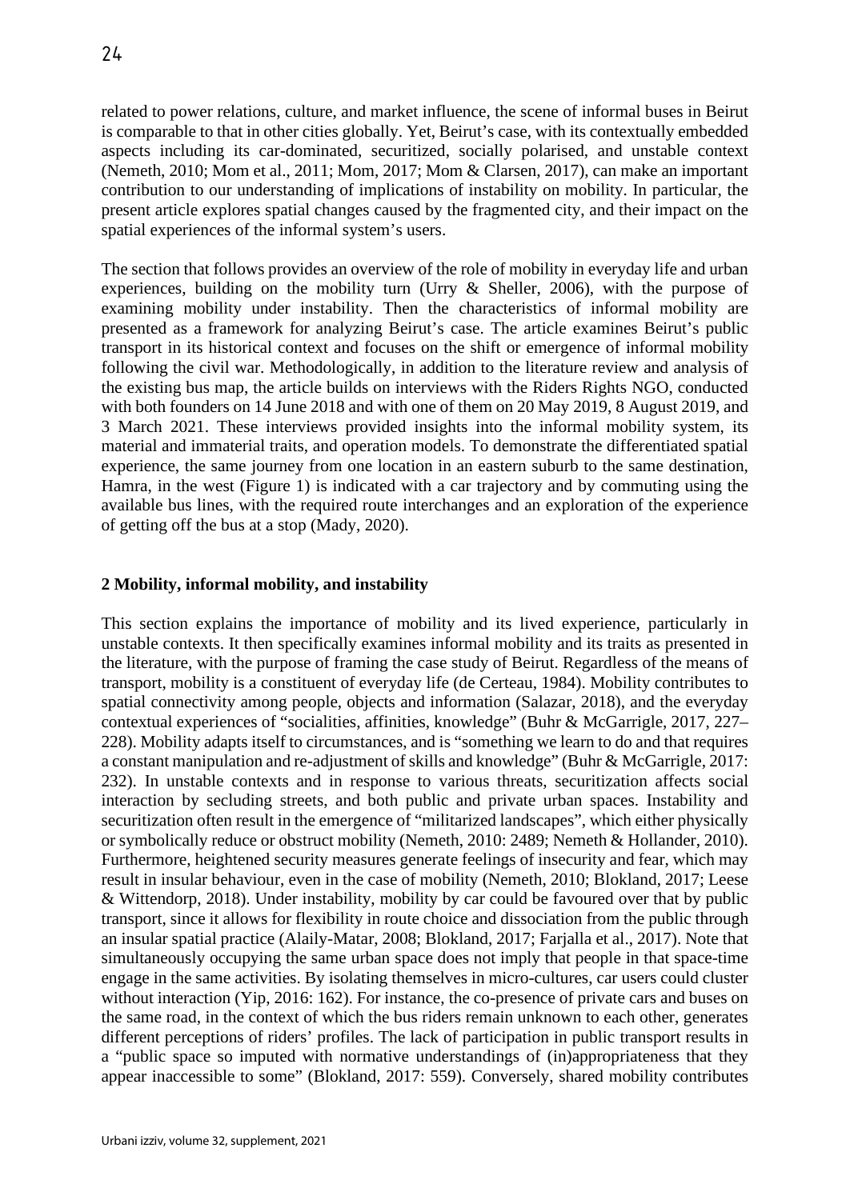related to power relations, culture, and market influence, the scene of informal buses in Beirut is comparable to that in other cities globally. Yet, Beirut's case, with its contextually embedded aspects including its car-dominated, securitized, socially polarised, and unstable context (Nemeth, 2010; Mom et al., 2011; Mom, 2017; Mom & Clarsen, 2017), can make an important contribution to our understanding of implications of instability on mobility. In particular, the present article explores spatial changes caused by the fragmented city, and their impact on the spatial experiences of the informal system's users.

The section that follows provides an overview of the role of mobility in everyday life and urban experiences, building on the mobility turn (Urry & Sheller, 2006), with the purpose of examining mobility under instability. Then the characteristics of informal mobility are presented as a framework for analyzing Beirut's case. The article examines Beirut's public transport in its historical context and focuses on the shift or emergence of informal mobility following the civil war. Methodologically, in addition to the literature review and analysis of the existing bus map, the article builds on interviews with the Riders Rights NGO, conducted with both founders on 14 June 2018 and with one of them on 20 May 2019, 8 August 2019, and 3 March 2021. These interviews provided insights into the informal mobility system, its material and immaterial traits, and operation models. To demonstrate the differentiated spatial experience, the same journey from one location in an eastern suburb to the same destination, Hamra, in the west (Figure 1) is indicated with a car trajectory and by commuting using the available bus lines, with the required route interchanges and an exploration of the experience of getting off the bus at a stop (Mady, 2020).

## 2 Mobility, informal mobility, and instability

This section explains the importance of mobility and its lived experience, particularly in unstable contexts. It then specifically examines informal mobility and its traits as presented in the literature, with the purpose of framing the case study of Beirut. Regardless of the means of transport, mobility is a constituent of everyday life (de Certeau, 1984). Mobility contributes to spatial connectivity among people, objects and information (Salazar, 2018), and the everyday contextual experiences of "socialities, affinities, knowledge" (Buhr & McGarrigle, 2017, 227–228). Mobility adapts itself to circumstances, and is "something we learn to do and that requires a constant manipulation and re-adjustment of skills and knowledge" (Buhr & McGarrigle, 2017: 232). In unstable contexts and in response to various threats, securitization affects social interaction by secluding streets, and both public and private urban spaces. Instability and securitization often result in the emergence of "militarized landscapes", which either physically or symbolically reduce or obstruct mobility (Nemeth, 2010: 2489; Nemeth & Hollander, 2010). Furthermore, heightened security measures generate feelings of insecurity and fear, which may result in insular behaviour, even in the case of mobility (Nemeth, 2010; Blokland, 2017; Leese & Wittendorp, 2018). Under instability, mobility by car could be favoured over that by public transport, since it allows for flexibility in route choice and dissociation from the public through an insular spatial practice (Alaily-Matar, 2008; Blokland, 2017; Farjalla et al., 2017). Note that simultaneously occupying the same urban space does not imply that people in that space-time engage in the same activities. By isolating themselves in micro-cultures, car users could cluster without interaction (Yip, 2016: 162). For instance, the co-presence of private cars and buses on the same road, in the context of which the bus riders remain unknown to each other, generates different perceptions of riders' profiles. The lack of participation in public transport results in a "public space so imputed with normative understandings of (in)appropriateness that they appear inaccessible to some" (Blokland, 2017: 559). Conversely, shared mobility contributes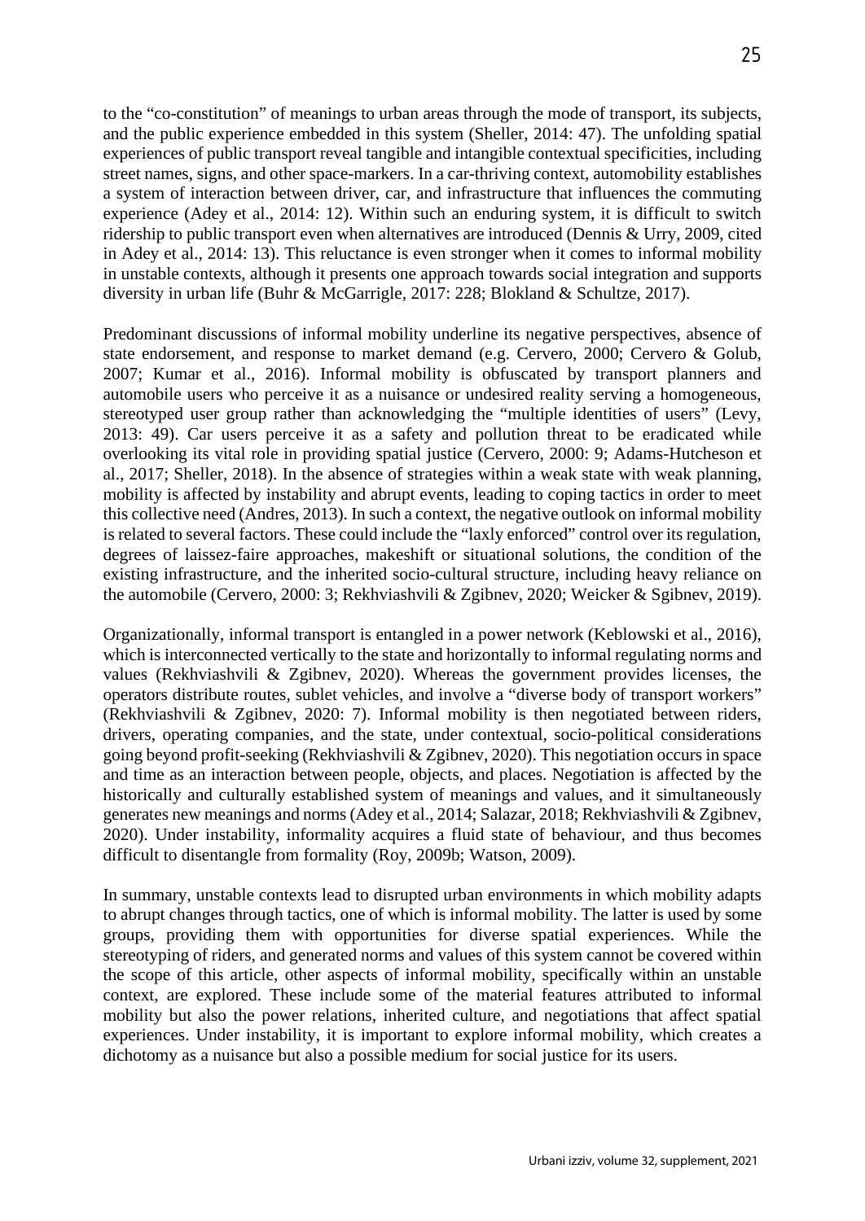to the "co-constitution" of meanings to urban areas through the mode of transport, its subjects, and the public experience embedded in this system (Sheller, 2014: 47). The unfolding spatial experiences of public transport reveal tangible and intangible contextual specificities, including street names, signs, and other space-markers. In a car-thriving context, automobility establishes a system of interaction between driver, car, and infrastructure that influences the commuting experience (Adey et al., 2014: 12). Within such an enduring system, it is difficult to switch ridership to public transport even when alternatives are introduced (Dennis & Urry, 2009, cited in Adey et al., 2014: 13). This reluctance is even stronger when it comes to informal mobility in unstable contexts, although it presents one approach towards social integration and supports diversity in urban life (Buhr & McGarrigle, 2017: 228; Blokland & Schultze, 2017).

Predominant discussions of informal mobility underline its negative perspectives, absence of state endorsement, and response to market demand (e.g. Cervero, 2000; Cervero & Golub, 2007; Kumar et al., 2016). Informal mobility is obfuscated by transport planners and automobile users who perceive it as a nuisance or undesired reality serving a homogeneous, stereotyped user group rather than acknowledging the "multiple identities of users" (Levy, 2013: 49). Car users perceive it as a safety and pollution threat to be eradicated while overlooking its vital role in providing spatial justice (Cervero, 2000: 9; Adams-Hutcheson et al., 2017; Sheller, 2018). In the absence of strategies within a weak state with weak planning, mobility is affected by instability and abrupt events, leading to coping tactics in order to meet this collective need (Andres, 2013). In such a context, the negative outlook on informal mobility is related to several factors. These could include the "laxly enforced" control over its regulation, degrees of laissez-faire approaches, makeshift or situational solutions, the condition of the existing infrastructure, and the inherited socio-cultural structure, including heavy reliance on the automobile (Cervero, 2000: 3; Rekhviashvili & Zgibnev, 2020; Weicker & Sgibnev, 2019).

Organizationally, informal transport is entangled in a power network (Keblowski et al., 2016), which is interconnected vertically to the state and horizontally to informal regulating norms and values (Rekhviashvili & Zgibnev, 2020). Whereas the government provides licenses, the operators distribute routes, sublet vehicles, and involve a "diverse body of transport workers" (Rekhviashvili & Zgibnev, 2020: 7). Informal mobility is then negotiated between riders, drivers, operating companies, and the state, under contextual, socio-political considerations going beyond profit-seeking (Rekhviashvili & Zgibnev, 2020). This negotiation occurs in space and time as an interaction between people, objects, and places. Negotiation is affected by the historically and culturally established system of meanings and values, and it simultaneously generates new meanings and norms (Adey et al., 2014; Salazar, 2018; Rekhviashvili & Zgibnev, 2020). Under instability, informality acquires a fluid state of behaviour, and thus becomes difficult to disentangle from formality (Roy, 2009b; Watson, 2009).

In summary, unstable contexts lead to disrupted urban environments in which mobility adapts to abrupt changes through tactics, one of which is informal mobility. The latter is used by some groups, providing them with opportunities for diverse spatial experiences. While the stereotyping of riders, and generated norms and values of this system cannot be covered within the scope of this article, other aspects of informal mobility, specifically within an unstable context, are explored. These include some of the material features attributed to informal mobility but also the power relations, inherited culture, and negotiations that affect spatial experiences. Under instability, it is important to explore informal mobility, which creates a dichotomy as a nuisance but also a possible medium for social justice for its users.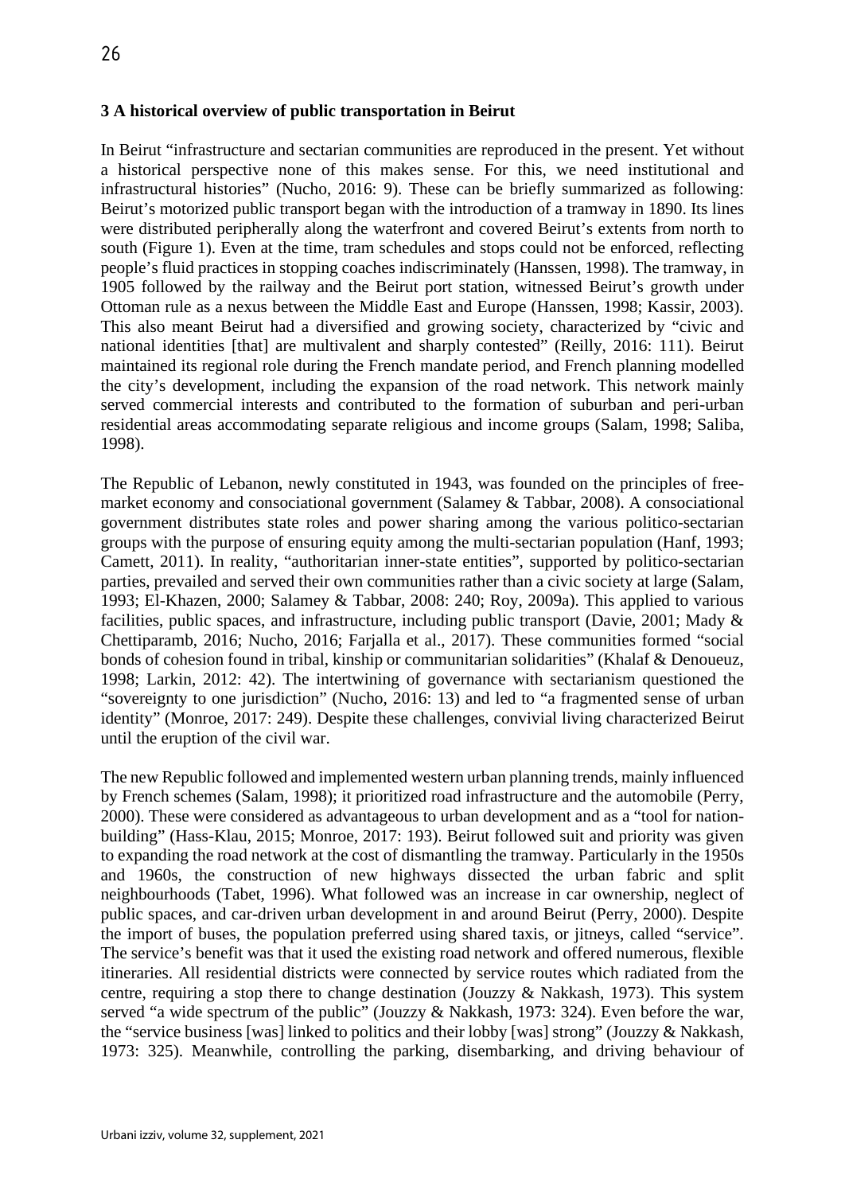## 3 A historical overview of public transportation in Beirut

In Beirut "infrastructure and sectarian communities are reproduced in the present. Yet without a historical perspective none of this makes sense. For this, we need institutional and infrastructural histories" (Nucho, 2016: 9). These can be briefly summarized as following: Beirut's motorized public transport began with the introduction of a tramway in 1890. Its lines were distributed peripherally along the waterfront and covered Beirut's extents from north to south (Figure 1). Even at the time, tram schedules and stops could not be enforced, reflecting people's fluid practices in stopping coaches indiscriminately (Hanssen, 1998). The tramway, in 1905 followed by the railway and the Beirut port station, witnessed Beirut's growth under Ottoman rule as a nexus between the Middle East and Europe (Hanssen, 1998; Kassir, 2003). This also meant Beirut had a diversified and growing society, characterized by "civic and national identities [that] are multivalent and sharply contested" (Reilly, 2016: 111). Beirut maintained its regional role during the French mandate period, and French planning modelled the city's development, including the expansion of the road network. This network mainly served commercial interests and contributed to the formation of suburban and peri-urban residential areas accommodating separate religious and income groups (Salam, 1998; Saliba, 1998).

The Republic of Lebanon, newly constituted in 1943, was founded on the principles of free-market economy and consociational government (Salamey & Tabbar, 2008). A consociational government distributes state roles and power sharing among the various politico-sectarian groups with the purpose of ensuring equity among the multi-sectarian population (Hanf, 1993; Camett, 2011). In reality, "authoritarian inner-state entities", supported by politico-sectarian parties, prevailed and served their own communities rather than a civic society at large (Salam, 1993; El-Khazen, 2000; Salamey & Tabbar, 2008: 240; Roy, 2009a). This applied to various facilities, public spaces, and infrastructure, including public transport (Davie, 2001; Mady & Chettiparamb, 2016; Nucho, 2016; Farjalla et al., 2017). These communities formed "social bonds of cohesion found in tribal, kinship or communitarian solidarities" (Khalaf & Denoueuz, 1998; Larkin, 2012: 42). The intertwining of governance with sectarianism questioned the "sovereignty to one jurisdiction" (Nucho, 2016: 13) and led to "a fragmented sense of urban identity" (Monroe, 2017: 249). Despite these challenges, convivial living characterized Beirut until the eruption of the civil war.

The new Republic followed and implemented western urban planning trends, mainly influenced by French schemes (Salam, 1998); it prioritized road infrastructure and the automobile (Perry, 2000). These were considered as advantageous to urban development and as a "tool for nation-building" (Hass-Klau, 2015; Monroe, 2017: 193). Beirut followed suit and priority was given to expanding the road network at the cost of dismantling the tramway. Particularly in the 1950s and 1960s, the construction of new highways dissected the urban fabric and split neighbourhoods (Tabet, 1996). What followed was an increase in car ownership, neglect of public spaces, and car-driven urban development in and around Beirut (Perry, 2000). Despite the import of buses, the population preferred using shared taxis, or jitneys, called "service". The service's benefit was that it used the existing road network and offered numerous, flexible itineraries. All residential districts were connected by service routes which radiated from the centre, requiring a stop there to change destination (Jouzzy & Nakkash, 1973). This system served "a wide spectrum of the public" (Jouzzy & Nakkash, 1973: 324). Even before the war, the "service business [was] linked to politics and their lobby [was] strong" (Jouzzy & Nakkash, 1973: 325). Meanwhile, controlling the parking, disembarking, and driving behaviour of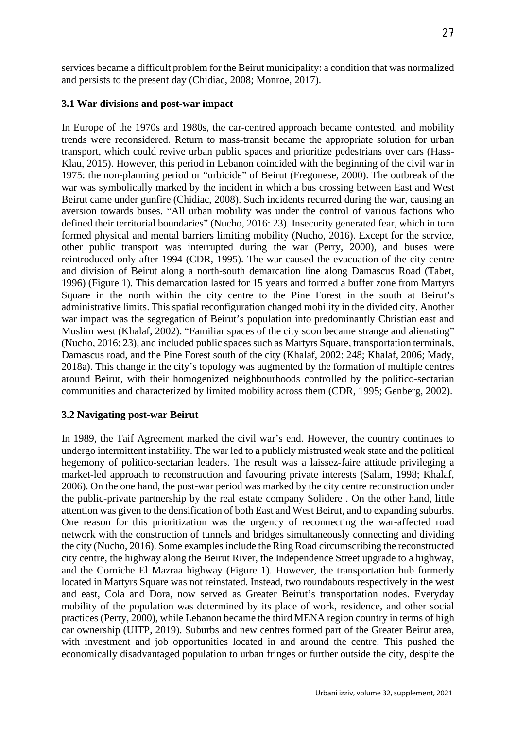services became a difficult problem for the Beirut municipality: a condition that was normalized and persists to the present day (Chidiac, 2008; Monroe, 2017).

### 3.1 War divisions and post-war impact

In Europe of the 1970s and 1980s, the car-centred approach became contested, and mobility trends were reconsidered. Return to mass-transit became the appropriate solution for urban transport, which could revive urban public spaces and prioritize pedestrians over cars (Hass-Klau, 2015). However, this period in Lebanon coincided with the beginning of the civil war in 1975: the non-planning period or "urbicide" of Beirut (Fregonese, 2000). The outbreak of the war was symbolically marked by the incident in which a bus crossing between East and West Beirut came under gunfire (Chidiac, 2008). Such incidents recurred during the war, causing an aversion towards buses. "All urban mobility was under the control of various factions who defined their territorial boundaries" (Nucho, 2016: 23). Insecurity generated fear, which in turn formed physical and mental barriers limiting mobility (Nucho, 2016). Except for the service, other public transport was interrupted during the war (Perry, 2000), and buses were reintroduced only after 1994 (CDR, 1995). The war caused the evacuation of the city centre and division of Beirut along a north-south demarcation line along Damascus Road (Tabet, 1996) (Figure 1). This demarcation lasted for 15 years and formed a buffer zone from Martyrs Square in the north within the city centre to the Pine Forest in the south at Beirut's administrative limits. This spatial reconfiguration changed mobility in the divided city. Another war impact was the segregation of Beirut's population into predominantly Christian east and Muslim west (Khalaf, 2002). "Familiar spaces of the city soon became strange and alienating" (Nucho, 2016: 23), and included public spaces such as Martyrs Square, transportation terminals, Damascus road, and the Pine Forest south of the city (Khalaf, 2002: 248; Khalaf, 2006; Mady, 2018a). This change in the city's topology was augmented by the formation of multiple centres around Beirut, with their homogenized neighbourhoods controlled by the politico-sectarian communities and characterized by limited mobility across them (CDR, 1995; Genberg, 2002).

### 3.2 Navigating post-war Beirut

In 1989, the Taif Agreement marked the civil war's end. However, the country continues to undergo intermittent instability. The war led to a publicly mistrusted weak state and the political hegemony of politico-sectarian leaders. The result was a laissez-faire attitude privileging a market-led approach to reconstruction and favouring private interests (Salam, 1998; Khalaf, 2006). On the one hand, the post-war period was marked by the city centre reconstruction under the public-private partnership by the real estate company Solidere . On the other hand, little attention was given to the densification of both East and West Beirut, and to expanding suburbs. One reason for this prioritization was the urgency of reconnecting the war-affected road network with the construction of tunnels and bridges simultaneously connecting and dividing the city (Nucho, 2016). Some examples include the Ring Road circumscribing the reconstructed city centre, the highway along the Beirut River, the Independence Street upgrade to a highway, and the Corniche El Mazraa highway (Figure 1). However, the transportation hub formerly located in Martyrs Square was not reinstated. Instead, two roundabouts respectively in the west and east, Cola and Dora, now served as Greater Beirut's transportation nodes. Everyday mobility of the population was determined by its place of work, residence, and other social practices (Perry, 2000), while Lebanon became the third MENA region country in terms of high car ownership (UITP, 2019). Suburbs and new centres formed part of the Greater Beirut area, with investment and job opportunities located in and around the centre. This pushed the economically disadvantaged population to urban fringes or further outside the city, despite the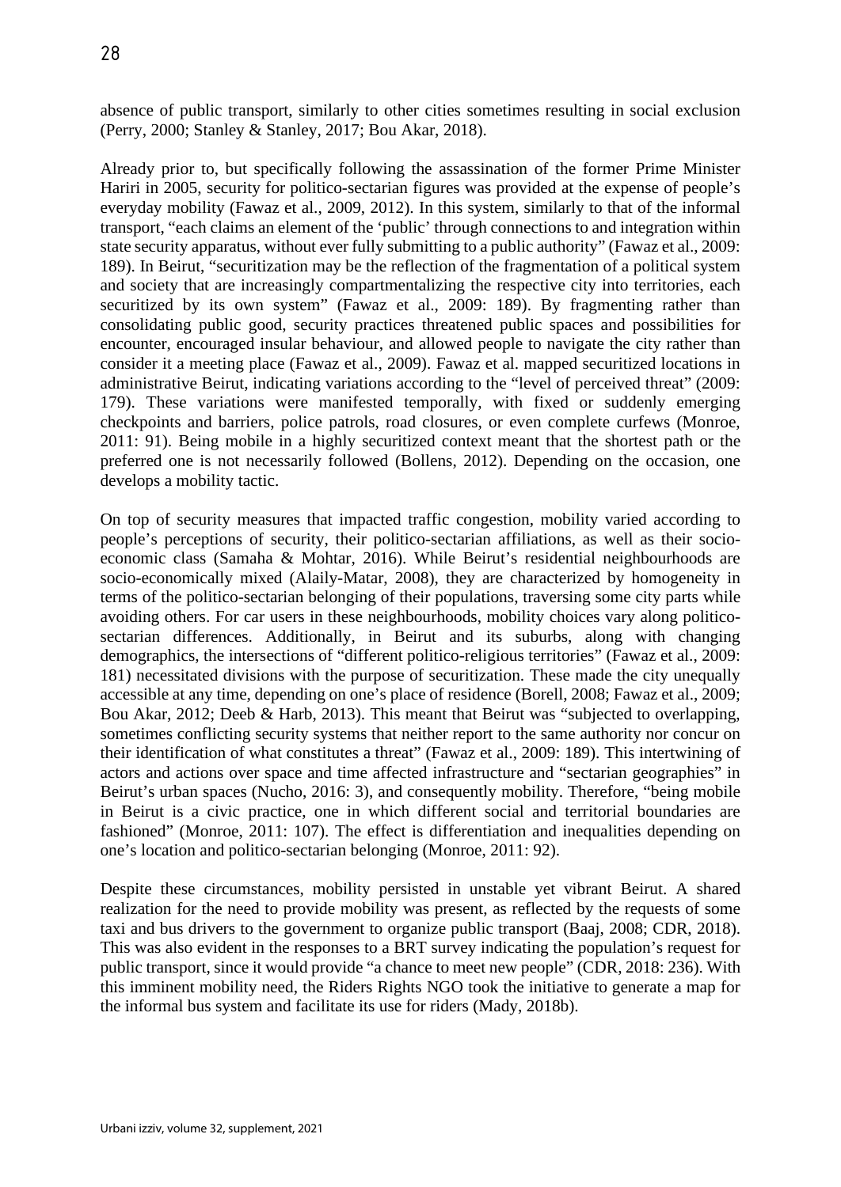absence of public transport, similarly to other cities sometimes resulting in social exclusion (Perry, 2000; Stanley & Stanley, 2017; Bou Akar, 2018).

Already prior to, but specifically following the assassination of the former Prime Minister Hariri in 2005, security for politico-sectarian figures was provided at the expense of people's everyday mobility (Fawaz et al., 2009, 2012). In this system, similarly to that of the informal transport, "each claims an element of the 'public' through connections to and integration within state security apparatus, without ever fully submitting to a public authority" (Fawaz et al., 2009: 189). In Beirut, "securitization may be the reflection of the fragmentation of a political system and society that are increasingly compartmentalizing the respective city into territories, each securitized by its own system" (Fawaz et al., 2009: 189). By fragmenting rather than consolidating public good, security practices threatened public spaces and possibilities for encounter, encouraged insular behaviour, and allowed people to navigate the city rather than consider it a meeting place (Fawaz et al., 2009). Fawaz et al. mapped securitized locations in administrative Beirut, indicating variations according to the "level of perceived threat" (2009: 179). These variations were manifested temporally, with fixed or suddenly emerging checkpoints and barriers, police patrols, road closures, or even complete curfews (Monroe, 2011: 91). Being mobile in a highly securitized context meant that the shortest path or the preferred one is not necessarily followed (Bollens, 2012). Depending on the occasion, one develops a mobility tactic.

On top of security measures that impacted traffic congestion, mobility varied according to people's perceptions of security, their politico-sectarian affiliations, as well as their socio-economic class (Samaha & Mohtar, 2016). While Beirut's residential neighbourhoods are socio-economically mixed (Alaily-Matar, 2008), they are characterized by homogeneity in terms of the politico-sectarian belonging of their populations, traversing some city parts while avoiding others. For car users in these neighbourhoods, mobility choices vary along politico-sectarian differences. Additionally, in Beirut and its suburbs, along with changing demographics, the intersections of "different politico-religious territories" (Fawaz et al., 2009: 181) necessitated divisions with the purpose of securitization. These made the city unequally accessible at any time, depending on one's place of residence (Borell, 2008; Fawaz et al., 2009; Bou Akar, 2012; Deeb & Harb, 2013). This meant that Beirut was "subjected to overlapping, sometimes conflicting security systems that neither report to the same authority nor concur on their identification of what constitutes a threat" (Fawaz et al., 2009: 189). This intertwining of actors and actions over space and time affected infrastructure and "sectarian geographies" in Beirut's urban spaces (Nucho, 2016: 3), and consequently mobility. Therefore, "being mobile in Beirut is a civic practice, one in which different social and territorial boundaries are fashioned" (Monroe, 2011: 107). The effect is differentiation and inequalities depending on one's location and politico-sectarian belonging (Monroe, 2011: 92).

Despite these circumstances, mobility persisted in unstable yet vibrant Beirut. A shared realization for the need to provide mobility was present, as reflected by the requests of some taxi and bus drivers to the government to organize public transport (Baaj, 2008; CDR, 2018). This was also evident in the responses to a BRT survey indicating the population's request for public transport, since it would provide "a chance to meet new people" (CDR, 2018: 236). With this imminent mobility need, the Riders Rights NGO took the initiative to generate a map for the informal bus system and facilitate its use for riders (Mady, 2018b).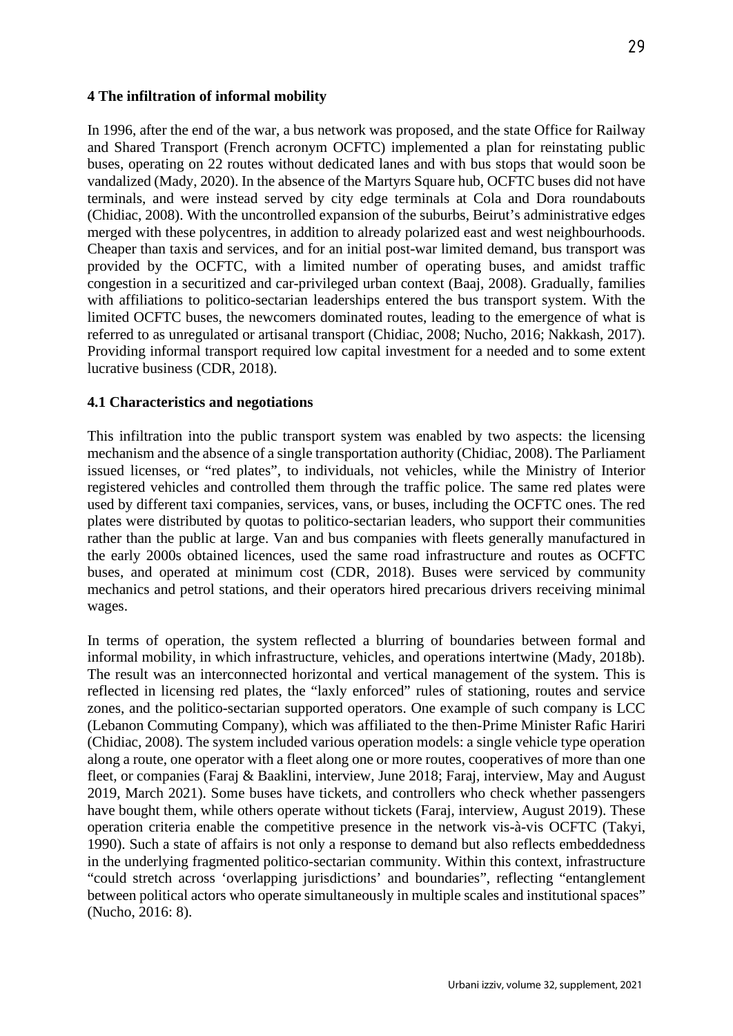## 4 The infiltration of informal mobility

In 1996, after the end of the war, a bus network was proposed, and the state Office for Railway and Shared Transport (French acronym OCFTC) implemented a plan for reinstating public buses, operating on 22 routes without dedicated lanes and with bus stops that would soon be vandalized (Mady, 2020). In the absence of the Martyrs Square hub, OCFTC buses did not have terminals, and were instead served by city edge terminals at Cola and Dora roundabouts (Chidiac, 2008). With the uncontrolled expansion of the suburbs, Beirut's administrative edges merged with these polycentres, in addition to already polarized east and west neighbourhoods. Cheaper than taxis and services, and for an initial post-war limited demand, bus transport was provided by the OCFTC, with a limited number of operating buses, and amidst traffic congestion in a securitized and car-privileged urban context (Baaj, 2008). Gradually, families with affiliations to politico-sectarian leaderships entered the bus transport system. With the limited OCFTC buses, the newcomers dominated routes, leading to the emergence of what is referred to as unregulated or artisanal transport (Chidiac, 2008; Nucho, 2016; Nakkash, 2017). Providing informal transport required low capital investment for a needed and to some extent lucrative business (CDR, 2018).

### 4.1 Characteristics and negotiations

This infiltration into the public transport system was enabled by two aspects: the licensing mechanism and the absence of a single transportation authority (Chidiac, 2008). The Parliament issued licenses, or "red plates", to individuals, not vehicles, while the Ministry of Interior registered vehicles and controlled them through the traffic police. The same red plates were used by different taxi companies, services, vans, or buses, including the OCFTC ones. The red plates were distributed by quotas to politico-sectarian leaders, who support their communities rather than the public at large. Van and bus companies with fleets generally manufactured in the early 2000s obtained licences, used the same road infrastructure and routes as OCFTC buses, and operated at minimum cost (CDR, 2018). Buses were serviced by community mechanics and petrol stations, and their operators hired precarious drivers receiving minimal wages.

In terms of operation, the system reflected a blurring of boundaries between formal and informal mobility, in which infrastructure, vehicles, and operations intertwine (Mady, 2018b). The result was an interconnected horizontal and vertical management of the system. This is reflected in licensing red plates, the "laxly enforced" rules of stationing, routes and service zones, and the politico-sectarian supported operators. One example of such company is LCC (Lebanon Commuting Company), which was affiliated to the then-Prime Minister Rafic Hariri (Chidiac, 2008). The system included various operation models: a single vehicle type operation along a route, one operator with a fleet along one or more routes, cooperatives of more than one fleet, or companies (Faraj & Baaklini, interview, June 2018; Faraj, interview, May and August 2019, March 2021). Some buses have tickets, and controllers who check whether passengers have bought them, while others operate without tickets (Faraj, interview, August 2019). These operation criteria enable the competitive presence in the network vis-à-vis OCFTC (Takyi, 1990). Such a state of affairs is not only a response to demand but also reflects embeddedness in the underlying fragmented politico-sectarian community. Within this context, infrastructure "could stretch across 'overlapping jurisdictions' and boundaries", reflecting "entanglement between political actors who operate simultaneously in multiple scales and institutional spaces" (Nucho, 2016: 8).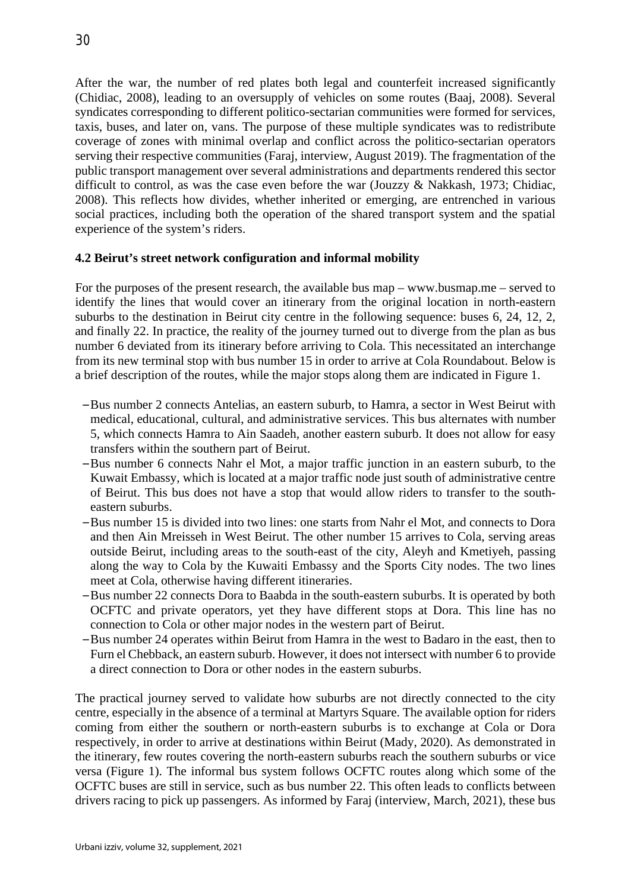After the war, the number of red plates both legal and counterfeit increased significantly (Chidiac, 2008), leading to an oversupply of vehicles on some routes (Baaj, 2008). Several syndicates corresponding to different politico-sectarian communities were formed for services, taxis, buses, and later on, vans. The purpose of these multiple syndicates was to redistribute coverage of zones with minimal overlap and conflict across the politico-sectarian operators serving their respective communities (Faraj, interview, August 2019). The fragmentation of the public transport management over several administrations and departments rendered this sector difficult to control, as was the case even before the war (Jouzzy & Nakkash, 1973; Chidiac, 2008). This reflects how divides, whether inherited or emerging, are entrenched in various social practices, including both the operation of the shared transport system and the spatial experience of the system's riders.

### 4.2 Beirut's street network configuration and informal mobility

For the purposes of the present research, the available bus map – www.busmap.me – served to identify the lines that would cover an itinerary from the original location in north-eastern suburbs to the destination in Beirut city centre in the following sequence: buses 6, 24, 12, 2, and finally 22. In practice, the reality of the journey turned out to diverge from the plan as bus number 6 deviated from its itinerary before arriving to Cola. This necessitated an interchange from its new terminal stop with bus number 15 in order to arrive at Cola Roundabout. Below is a brief description of the routes, while the major stops along them are indicated in Figure 1.

- Bus number 2 connects Antelias, an eastern suburb, to Hamra, a sector in West Beirut with medical, educational, cultural, and administrative services. This bus alternates with number 5, which connects Hamra to Ain Saadeh, another eastern suburb. It does not allow for easy transfers within the southern part of Beirut.
- Bus number 6 connects Nahr el Mot, a major traffic junction in an eastern suburb, to the Kuwait Embassy, which is located at a major traffic node just south of administrative centre of Beirut. This bus does not have a stop that would allow riders to transfer to the south-eastern suburbs.
- Bus number 15 is divided into two lines: one starts from Nahr el Mot, and connects to Dora and then Ain Mreisseh in West Beirut. The other number 15 arrives to Cola, serving areas outside Beirut, including areas to the south-east of the city, Aleyh and Kmetiyeh, passing along the way to Cola by the Kuwaiti Embassy and the Sports City nodes. The two lines meet at Cola, otherwise having different itineraries.
- Bus number 22 connects Dora to Baabda in the south-eastern suburbs. It is operated by both OCFTC and private operators, yet they have different stops at Dora. This line has no connection to Cola or other major nodes in the western part of Beirut.
- Bus number 24 operates within Beirut from Hamra in the west to Badaro in the east, then to Furn el Chebback, an eastern suburb. However, it does not intersect with number 6 to provide a direct connection to Dora or other nodes in the eastern suburbs.

The practical journey served to validate how suburbs are not directly connected to the city centre, especially in the absence of a terminal at Martyrs Square. The available option for riders coming from either the southern or north-eastern suburbs is to exchange at Cola or Dora respectively, in order to arrive at destinations within Beirut (Mady, 2020). As demonstrated in the itinerary, few routes covering the north-eastern suburbs reach the southern suburbs or vice versa (Figure 1). The informal bus system follows OCFTC routes along which some of the OCFTC buses are still in service, such as bus number 22. This often leads to conflicts between drivers racing to pick up passengers. As informed by Faraj (interview, March, 2021), these bus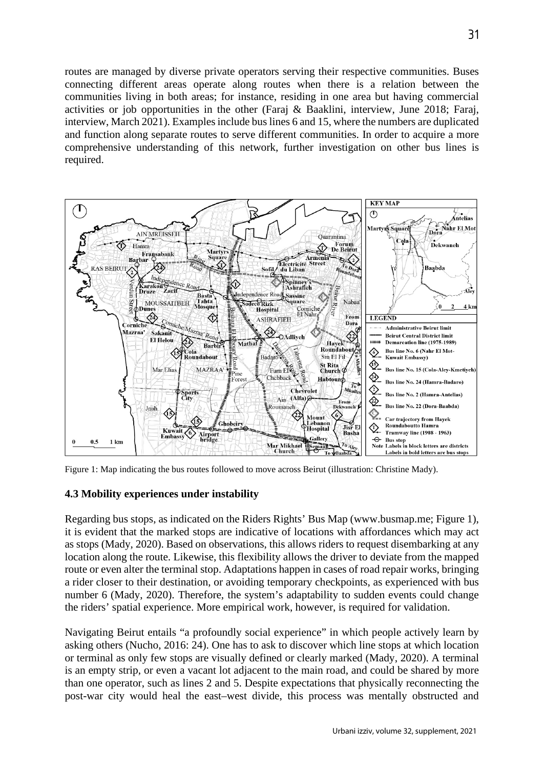routes are managed by diverse private operators serving their respective communities. Buses connecting different areas operate along routes when there is a relation between the communities living in both areas; for instance, residing in one area but having commercial activities or job opportunities in the other (Faraj & Baaklini, interview, June 2018; Faraj, interview, March 2021). Examples include bus lines 6 and 15, where the numbers are duplicated and function along separate routes to serve different communities. In order to acquire a more comprehensive understanding of this network, further investigation on other bus lines is required.

Figure 1: Map indicating the bus routes followed to move across Beirut (illustration: Christine Mady).

### 4.3 Mobility experiences under instability

Regarding bus stops, as indicated on the Riders Rights' Bus Map (www.busmap.me; Figure 1), it is evident that the marked stops are indicative of locations with affordances which may act as stops (Mady, 2020). Based on observations, this allows riders to request disembarking at any location along the route. Likewise, this flexibility allows the driver to deviate from the mapped route or even alter the terminal stop. Adaptations happen in cases of road repair works, bringing a rider closer to their destination, or avoiding temporary checkpoints, as experienced with bus number 6 (Mady, 2020). Therefore, the system's adaptability to sudden events could change the riders' spatial experience. More empirical work, however, is required for validation.

Navigating Beirut entails "a profoundly social experience" in which people actively learn by asking others (Nucho, 2016: 24). One has to ask to discover which line stops at which location or terminal as only few stops are visually defined or clearly marked (Mady, 2020). A terminal is an empty strip, or even a vacant lot adjacent to the main road, and could be shared by more than one operator, such as lines 2 and 5. Despite expectations that physically reconnecting the post-war city would heal the east–west divide, this process was mentally obstructed and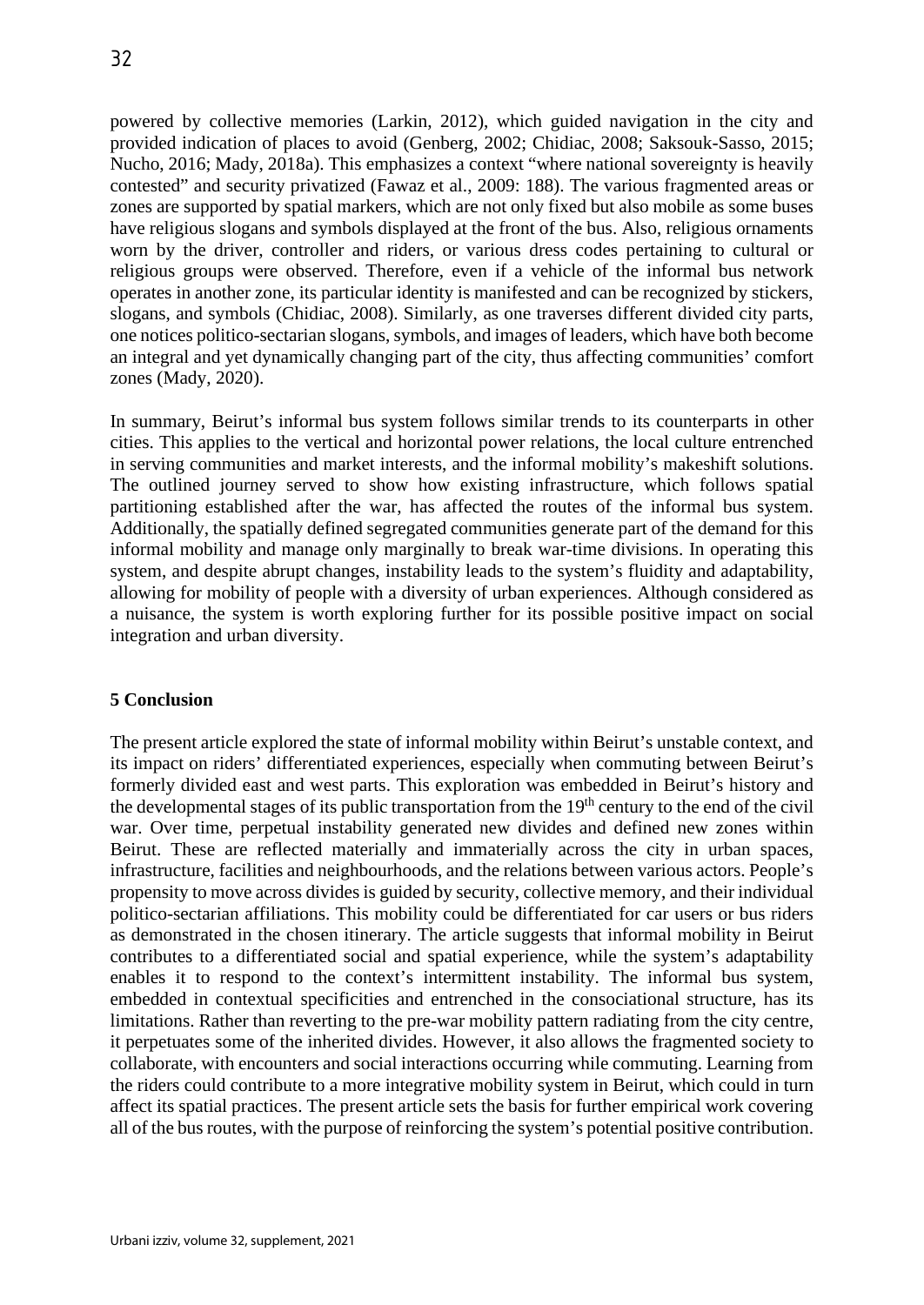powered by collective memories (Larkin, 2012), which guided navigation in the city and provided indication of places to avoid (Genberg, 2002; Chidiac, 2008; Saksouk-Sasso, 2015; Nucho, 2016; Mady, 2018a). This emphasizes a context "where national sovereignty is heavily contested" and security privatized (Fawaz et al., 2009: 188). The various fragmented areas or zones are supported by spatial markers, which are not only fixed but also mobile as some buses have religious slogans and symbols displayed at the front of the bus. Also, religious ornaments worn by the driver, controller and riders, or various dress codes pertaining to cultural or religious groups were observed. Therefore, even if a vehicle of the informal bus network operates in another zone, its particular identity is manifested and can be recognized by stickers, slogans, and symbols (Chidiac, 2008). Similarly, as one traverses different divided city parts, one notices politico-sectarian slogans, symbols, and images of leaders, which have both become an integral and yet dynamically changing part of the city, thus affecting communities' comfort zones (Mady, 2020).

In summary, Beirut's informal bus system follows similar trends to its counterparts in other cities. This applies to the vertical and horizontal power relations, the local culture entrenched in serving communities and market interests, and the informal mobility's makeshift solutions. The outlined journey served to show how existing infrastructure, which follows spatial partitioning established after the war, has affected the routes of the informal bus system. Additionally, the spatially defined segregated communities generate part of the demand for this informal mobility and manage only marginally to break war-time divisions. In operating this system, and despite abrupt changes, instability leads to the system's fluidity and adaptability, allowing for mobility of people with a diversity of urban experiences. Although considered as a nuisance, the system is worth exploring further for its possible positive impact on social integration and urban diversity.

## 5 Conclusion

The present article explored the state of informal mobility within Beirut's unstable context, and its impact on riders' differentiated experiences, especially when commuting between Beirut's formerly divided east and west parts. This exploration was embedded in Beirut's history and the developmental stages of its public transportation from the 19th century to the end of the civil war. Over time, perpetual instability generated new divides and defined new zones within Beirut. These are reflected materially and immaterially across the city in urban spaces, infrastructure, facilities and neighbourhoods, and the relations between various actors. People's propensity to move across divides is guided by security, collective memory, and their individual politico-sectarian affiliations. This mobility could be differentiated for car users or bus riders as demonstrated in the chosen itinerary. The article suggests that informal mobility in Beirut contributes to a differentiated social and spatial experience, while the system's adaptability enables it to respond to the context's intermittent instability. The informal bus system, embedded in contextual specificities and entrenched in the consociational structure, has its limitations. Rather than reverting to the pre-war mobility pattern radiating from the city centre, it perpetuates some of the inherited divides. However, it also allows the fragmented society to collaborate, with encounters and social interactions occurring while commuting. Learning from the riders could contribute to a more integrative mobility system in Beirut, which could in turn affect its spatial practices. The present article sets the basis for further empirical work covering all of the bus routes, with the purpose of reinforcing the system's potential positive contribution.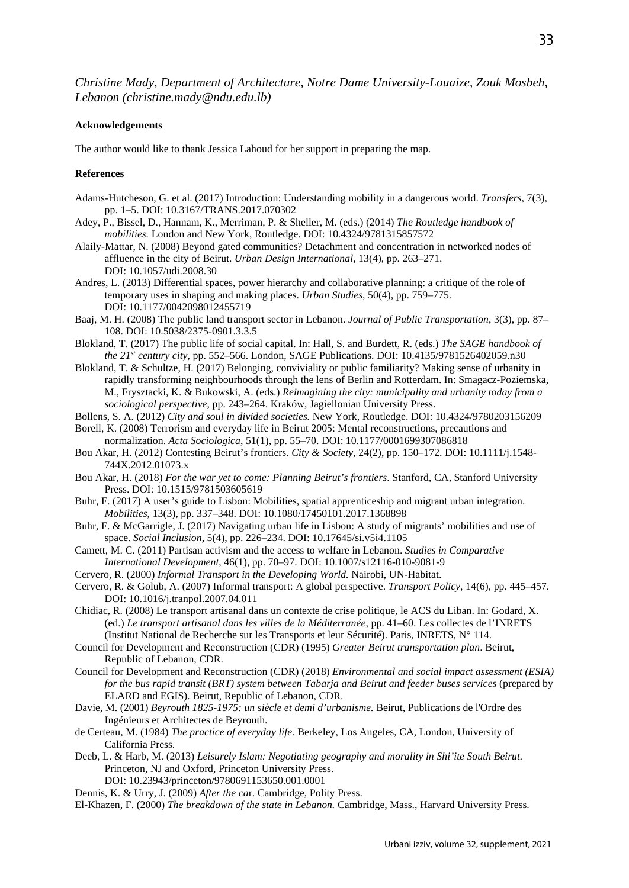*Christine Mady, Department of Architecture, Notre Dame University-Louaize, Zouk Mosbeh, Lebanon (christine.mady@ndu.edu.lb)*

**Acknowledgements**

The author would like to thank Jessica Lahoud for her support in preparing the map.

**References**

Adams-Hutcheson, G. et al. (2017) Introduction: Understanding mobility in a dangerous world. *Transfers*, 7(3), pp. 1–5. DOI: 10.3167/TRANS.2017.070302

Adey, P., Bissel, D., Hannam, K., Merriman, P. & Sheller, M. (eds.) (2014) *The Routledge handbook of mobilities.* London and New York, Routledge. DOI: 10.4324/9781315857572

Alaily-Mattar, N. (2008) Beyond gated communities? Detachment and concentration in networked nodes of affluence in the city of Beirut. *Urban Design International*, 13(4), pp. 263–271. DOI: 10.1057/udi.2008.30

Andres, L. (2013) Differential spaces, power hierarchy and collaborative planning: a critique of the role of temporary uses in shaping and making places. *Urban Studies*, 50(4), pp. 759–775. DOI: 10.1177/0042098012455719

Baaj, M. H. (2008) The public land transport sector in Lebanon. *Journal of Public Transportation*, 3(3), pp. 87–108. DOI: 10.5038/2375-0901.3.3.5

Blokland, T. (2017) The public life of social capital. In: Hall, S. and Burdett, R. (eds.) *The SAGE handbook of the 21st century city*, pp. 552–566. London, SAGE Publications. DOI: 10.4135/9781526402059.n30

Blokland, T. & Schultze, H. (2017) Belonging, conviviality or public familiarity? Making sense of urbanity in rapidly transforming neighbourhoods through the lens of Berlin and Rotterdam. In: Smagacz-Poziemska, M., Frysztacki, K. & Bukowski, A. (eds.) *Reimagining the city: municipality and urbanity today from a sociological perspective*, pp. 243–264. Kraków, Jagiellonian University Press.

Bollens, S. A. (2012) *City and soul in divided societies.* New York, Routledge. DOI: 10.4324/9780203156209

Borell, K. (2008) Terrorism and everyday life in Beirut 2005: Mental reconstructions, precautions and normalization. *Acta Sociologica*, 51(1), pp. 55–70. DOI: 10.1177/0001699307086818

Bou Akar, H. (2012) Contesting Beirut's frontiers. *City & Society*, 24(2), pp. 150–172. DOI: 10.1111/j.1548-744X.2012.01073.x

Bou Akar, H. (2018) *For the war yet to come: Planning Beirut's frontiers*. Stanford, CA, Stanford University Press. DOI: 10.1515/9781503605619

Buhr, F. (2017) A user's guide to Lisbon: Mobilities, spatial apprenticeship and migrant urban integration. *Mobilities*, 13(3), pp. 337–348. DOI: 10.1080/17450101.2017.1368898

Buhr, F. & McGarrigle, J. (2017) Navigating urban life in Lisbon: A study of migrants' mobilities and use of space. *Social Inclusion*, 5(4), pp. 226–234. DOI: 10.17645/si.v5i4.1105

Camett, M. C. (2011) Partisan activism and the access to welfare in Lebanon. *Studies in Comparative International Development*, 46(1), pp. 70–97. DOI: 10.1007/s12116-010-9081-9

Cervero, R. (2000) *Informal Transport in the Developing World.* Nairobi, UN-Habitat.

Cervero, R. & Golub, A. (2007) Informal transport: A global perspective. *Transport Policy*, 14(6), pp. 445–457. DOI: 10.1016/j.tranpol.2007.04.011

Chidiac, R. (2008) Le transport artisanal dans un contexte de crise politique, le ACS du Liban. In: Godard, X. (ed.) *Le transport artisanal dans les villes de la Méditerranée*, pp. 41–60. Les collectes de l'INRETS (Institut National de Recherche sur les Transports et leur Sécurité). Paris, INRETS, N° 114.

Council for Development and Reconstruction (CDR) (1995) *Greater Beirut transportation plan*. Beirut, Republic of Lebanon, CDR.

Council for Development and Reconstruction (CDR) (2018) *Environmental and social impact assessment (ESIA) for the bus rapid transit (BRT) system between Tabarja and Beirut and feeder buses services* (prepared by ELARD and EGIS). Beirut, Republic of Lebanon, CDR.

Davie, M. (2001) *Beyrouth 1825-1975: un siècle et demi d'urbanisme.* Beirut, Publications de l'Ordre des Ingénieurs et Architectes de Beyrouth.

de Certeau, M. (1984) *The practice of everyday life.* Berkeley, Los Angeles, CA, London, University of California Press.

Deeb, L. & Harb, M. (2013) *Leisurely Islam: Negotiating geography and morality in Shi'ite South Beirut.* Princeton, NJ and Oxford, Princeton University Press. DOI: 10.23943/princeton/9780691153650.001.0001

Dennis, K. & Urry, J. (2009) *After the car*. Cambridge, Polity Press.

El-Khazen, F. (2000) *The breakdown of the state in Lebanon.* Cambridge, Mass., Harvard University Press.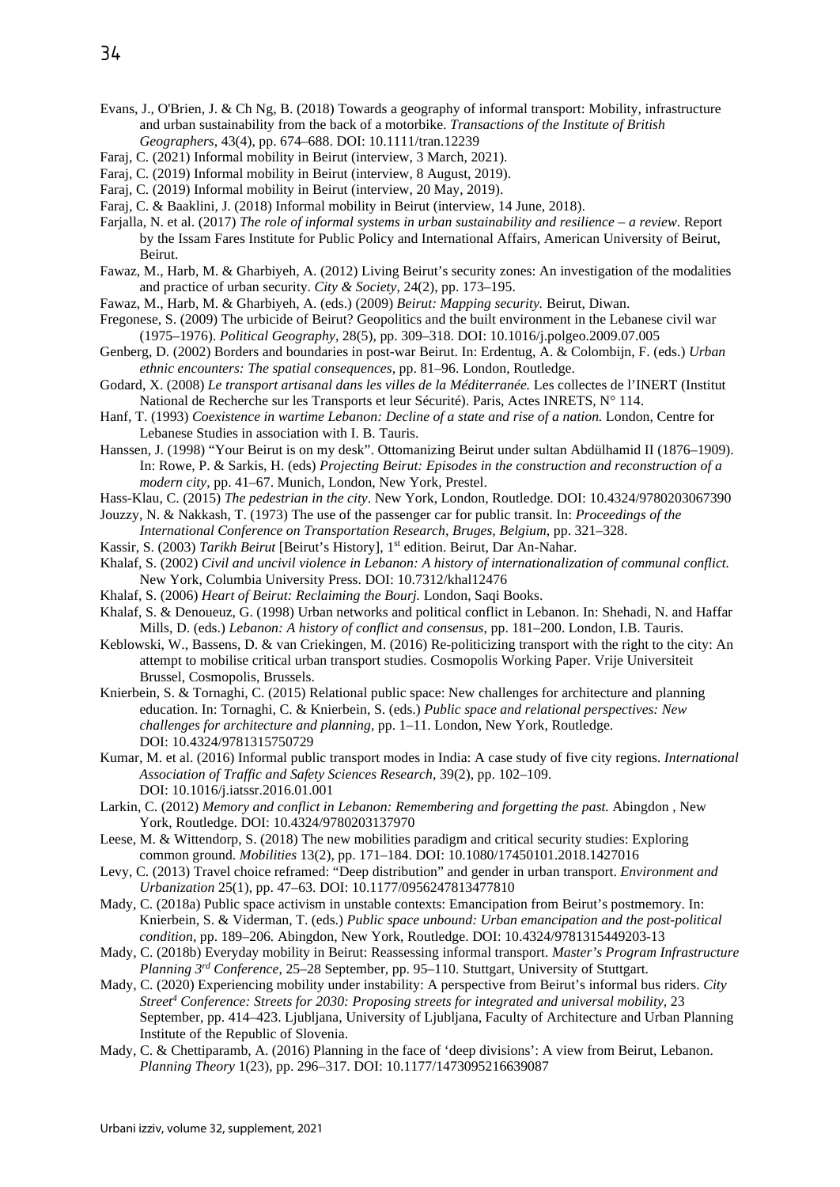Evans, J., O'Brien, J. & Ch Ng, B. (2018) Towards a geography of informal transport: Mobility, infrastructure and urban sustainability from the back of a motorbike. *Transactions of the Institute of British Geographers*, 43(4), pp. 674–688. DOI: 10.1111/tran.12239

Faraj, C. (2021) Informal mobility in Beirut (interview, 3 March, 2021).

Faraj, C. (2019) Informal mobility in Beirut (interview, 8 August, 2019).

Faraj, C. (2019) Informal mobility in Beirut (interview, 20 May, 2019).

Faraj, C. & Baaklini, J. (2018) Informal mobility in Beirut (interview, 14 June, 2018).

Farjalla, N. et al. (2017) *The role of informal systems in urban sustainability and resilience – a review*. Report by the Issam Fares Institute for Public Policy and International Affairs, American University of Beirut, Beirut.

Fawaz, M., Harb, M. & Gharbiyeh, A. (2012) Living Beirut's security zones: An investigation of the modalities and practice of urban security. *City & Society*, 24(2), pp. 173–195.

Fawaz, M., Harb, M. & Gharbiyeh, A. (eds.) (2009) *Beirut: Mapping security.* Beirut, Diwan.

Fregonese, S. (2009) The urbicide of Beirut? Geopolitics and the built environment in the Lebanese civil war (1975–1976). *Political Geography*, 28(5), pp. 309–318. DOI: 10.1016/j.polgeo.2009.07.005

Genberg, D. (2002) Borders and boundaries in post-war Beirut. In: Erdentug, A. & Colombijn, F. (eds.) *Urban ethnic encounters: The spatial consequences*, pp. 81–96. London, Routledge.

Godard, X. (2008) *Le transport artisanal dans les villes de la Méditerranée.* Les collectes de l'INERT (Institut National de Recherche sur les Transports et leur Sécurité). Paris, Actes INRETS, N° 114.

Hanf, T. (1993) *Coexistence in wartime Lebanon: Decline of a state and rise of a nation.* London, Centre for Lebanese Studies in association with I. B. Tauris.

Hanssen, J. (1998) "Your Beirut is on my desk". Ottomanizing Beirut under sultan Abdülhamid II (1876–1909). In: Rowe, P. & Sarkis, H. (eds) *Projecting Beirut: Episodes in the construction and reconstruction of a modern city*, pp. 41–67. Munich, London, New York, Prestel.

Hass-Klau, C. (2015) *The pedestrian in the city*. New York, London, Routledge. DOI: 10.4324/9780203067390

Jouzzy, N. & Nakkash, T. (1973) The use of the passenger car for public transit. In: *Proceedings of the International Conference on Transportation Research, Bruges, Belgium*, pp. 321–328.

Kassir, S. (2003) *Tarikh Beirut* [Beirut's History], 1st edition. Beirut, Dar An-Nahar.

Khalaf, S. (2002) *Civil and uncivil violence in Lebanon: A history of internationalization of communal conflict.* New York, Columbia University Press. DOI: 10.7312/khal12476

Khalaf, S. (2006) *Heart of Beirut: Reclaiming the Bourj.* London, Saqi Books.

Khalaf, S. & Denoueuz, G. (1998) Urban networks and political conflict in Lebanon. In: Shehadi, N. and Haffar Mills, D. (eds.) *Lebanon: A history of conflict and consensus*, pp. 181–200. London, I.B. Tauris.

Keblowski, W., Bassens, D. & van Criekingen, M. (2016) Re-politicizing transport with the right to the city: An attempt to mobilise critical urban transport studies. Cosmopolis Working Paper. Vrije Universiteit Brussel, Cosmopolis, Brussels.

Knierbein, S. & Tornaghi, C. (2015) Relational public space: New challenges for architecture and planning education. In: Tornaghi, C. & Knierbein, S. (eds.) *Public space and relational perspectives: New challenges for architecture and planning*, pp. 1–11. London, New York, Routledge. DOI: 10.4324/9781315750729

Kumar, M. et al. (2016) Informal public transport modes in India: A case study of five city regions. *International Association of Traffic and Safety Sciences Research*, 39(2), pp. 102–109. DOI: 10.1016/j.iatssr.2016.01.001

Larkin, C. (2012) *Memory and conflict in Lebanon: Remembering and forgetting the past.* Abingdon , New York, Routledge. DOI: 10.4324/9780203137970

Leese, M. & Wittendorp, S. (2018) The new mobilities paradigm and critical security studies: Exploring common ground. *Mobilities* 13(2), pp. 171–184. DOI: 10.1080/17450101.2018.1427016

Levy, C. (2013) Travel choice reframed: "Deep distribution" and gender in urban transport. *Environment and Urbanization* 25(1), pp. 47–63. DOI: 10.1177/0956247813477810

Mady, C. (2018a) Public space activism in unstable contexts: Emancipation from Beirut's postmemory. In: Knierbein, S. & Viderman, T. (eds.) *Public space unbound: Urban emancipation and the post-political condition*, pp. 189–206. Abingdon, New York, Routledge. DOI: 10.4324/9781315449203-13

Mady, C. (2018b) Everyday mobility in Beirut: Reassessing informal transport. *Master's Program Infrastructure Planning 3rd Conference*, 25–28 September, pp. 95–110. Stuttgart, University of Stuttgart.

Mady, C. (2020) Experiencing mobility under instability: A perspective from Beirut's informal bus riders. *City Street[4] Conference: Streets for 2030: Proposing streets for integrated and universal mobility*, 23 September, pp. 414–423. Ljubljana, University of Ljubljana, Faculty of Architecture and Urban Planning Institute of the Republic of Slovenia.

Mady, C. & Chettiparamb, A. (2016) Planning in the face of 'deep divisions': A view from Beirut, Lebanon. *Planning Theory* 1(23), pp. 296–317. DOI: 10.1177/1473095216639087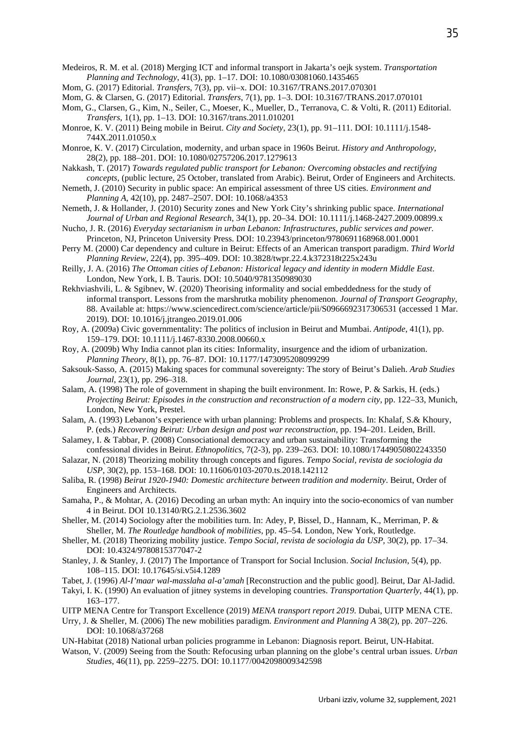Medeiros, R. M. et al. (2018) Merging ICT and informal transport in Jakarta's oejk system. *Transportation Planning and Technology*, 41(3), pp. 1–17. DOI: 10.1080/03081060.1435465

Mom, G. (2017) Editorial. *Transfers*, 7(3), pp. vii–x. DOI: 10.3167/TRANS.2017.070301

Mom, G. & Clarsen, G. (2017) Editorial. *Transfers*, 7(1), pp. 1–3. DOI: 10.3167/TRANS.2017.070101

Mom, G., Clarsen, G., Kim, N., Seiler, C., Moeser, K., Mueller, D., Terranova, C. & Volti, R. (2011) Editorial. *Transfers*, 1(1), pp. 1–13. DOI: 10.3167/trans.2011.010201

Monroe, K. V. (2011) Being mobile in Beirut. *City and Society*, 23(1), pp. 91–111. DOI: 10.1111/j.1548-744X.2011.01050.x

Monroe, K. V. (2017) Circulation, modernity, and urban space in 1960s Beirut. *History and Anthropology*, 28(2), pp. 188–201. DOI: 10.1080/02757206.2017.1279613

Nakkash, T. (2017) *Towards regulated public transport for Lebanon: Overcoming obstacles and rectifying concepts*, (public lecture, 25 October, translated from Arabic). Beirut, Order of Engineers and Architects.

Nemeth, J. (2010) Security in public space: An empirical assessment of three US cities. *Environment and Planning A*, 42(10), pp. 2487–2507. DOI: 10.1068/a4353

Nemeth, J. & Hollander, J. (2010) Security zones and New York City's shrinking public space. *International Journal of Urban and Regional Research*, 34(1), pp. 20–34. DOI: 10.1111/j.1468-2427.2009.00899.x

Nucho, J. R. (2016) *Everyday sectarianism in urban Lebanon: Infrastructures, public services and power.* Princeton, NJ, Princeton University Press. DOI: 10.23943/princeton/9780691168968.001.0001

Perry M. (2000) Car dependency and culture in Beirut: Effects of an American transport paradigm. *Third World Planning Review*, 22(4), pp. 395–409. DOI: 10.3828/twpr.22.4.k372318t225x243u

Reilly, J. A. (2016) *The Ottoman cities of Lebanon: Historical legacy and identity in modern Middle East*. London, New York, I. B. Tauris. DOI: 10.5040/9781350989030

Rekhviashvili, L. & Sgibnev, W. (2020) Theorising informality and social embeddedness for the study of informal transport. Lessons from the marshrutka mobility phenomenon. *Journal of Transport Geography*, 88. Available at: https://www.sciencedirect.com/science/article/pii/S0966692317306531 (accessed 1 Mar. 2019). DOI: 10.1016/j.jtrangeo.2019.01.006

Roy, A. (2009a) Civic governmentality: The politics of inclusion in Beirut and Mumbai. *Antipode*, 41(1), pp. 159–179. DOI: 10.1111/j.1467-8330.2008.00660.x

Roy, A. (2009b) Why India cannot plan its cities: Informality, insurgence and the idiom of urbanization. *Planning Theory*, 8(1), pp. 76–87. DOI: 10.1177/1473095208099299

Saksouk-Sasso, A. (2015) Making spaces for communal sovereignty: The story of Beirut's Dalieh. *Arab Studies Journal*, 23(1), pp. 296–318.

Salam, A. (1998) The role of government in shaping the built environment. In: Rowe, P. & Sarkis, H. (eds.) *Projecting Beirut: Episodes in the construction and reconstruction of a modern city*, pp. 122–33, Munich, London, New York, Prestel.

Salam, A. (1993) Lebanon's experience with urban planning: Problems and prospects. In: Khalaf, S.& Khoury, P. (eds.) *Recovering Beirut: Urban design and post war reconstruction,* pp. 194–201. Leiden, Brill.

Salamey, I. & Tabbar, P. (2008) Consociational democracy and urban sustainability: Transforming the confessional divides in Beirut. *Ethnopolitics*, 7(2-3), pp. 239–263. DOI: 10.1080/17449050802243350

Salazar, N. (2018) Theorizing mobility through concepts and figures. *Tempo Social, revista de sociologia da USP*, 30(2), pp. 153–168. DOI: 10.11606/0103-2070.ts.2018.142112

Saliba, R. (1998) *Beirut 1920-1940: Domestic architecture between tradition and modernity*. Beirut, Order of Engineers and Architects.

Samaha, P., & Mohtar, A. (2016) Decoding an urban myth: An inquiry into the socio-economics of van number 4 in Beirut. DOI 10.13140/RG.2.1.2536.3602

Sheller, M. (2014) Sociology after the mobilities turn. In: Adey, P, Bissel, D., Hannam, K., Merriman, P. & Sheller, M. *The Routledge handbook of mobilities*, pp. 45–54. London, New York, Routledge.

Sheller, M. (2018) Theorizing mobility justice. *Tempo Social, revista de sociologia da USP*, 30(2), pp. 17–34. DOI: 10.4324/9780815377047-2

Stanley, J. & Stanley, J. (2017) The Importance of Transport for Social Inclusion. *Social Inclusion*, 5(4), pp. 108–115. DOI: 10.17645/si.v5i4.1289

Tabet, J. (1996) *Al-I'maar wal-masslaha al-a'amah* [Reconstruction and the public good]. Beirut, Dar Al-Jadid.

Takyi, I. K. (1990) An evaluation of jitney systems in developing countries. *Transportation Quarterly*, 44(1), pp. 163–177.

UITP MENA Centre for Transport Excellence (2019) *MENA transport report 2019*. Dubai, UITP MENA CTE.

Urry, J. & Sheller, M. (2006) The new mobilities paradigm. *Environment and Planning A* 38(2), pp. 207–226. DOI: 10.1068/a37268

UN-Habitat (2018) National urban policies programme in Lebanon: Diagnosis report. Beirut, UN-Habitat.

Watson, V. (2009) Seeing from the South: Refocusing urban planning on the globe's central urban issues. *Urban Studies*, 46(11), pp. 2259–2275. DOI: 10.1177/0042098009342598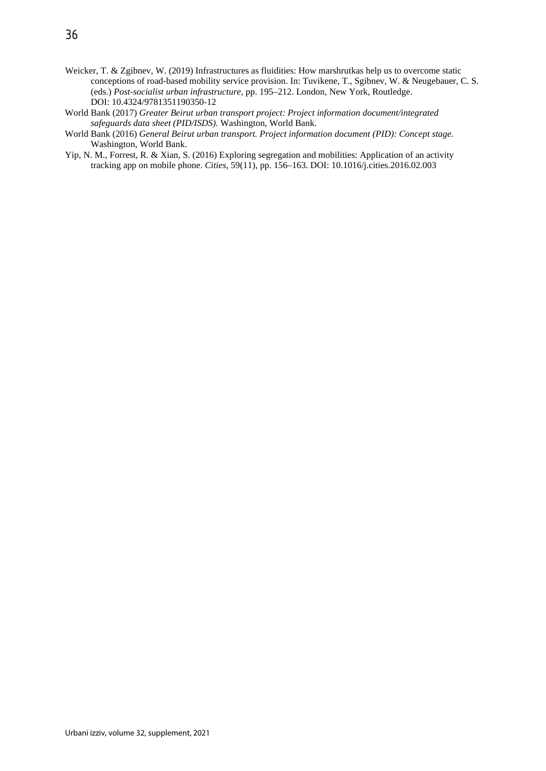Weicker, T. & Zgibnev, W. (2019) Infrastructures as fluidities: How marshrutkas help us to overcome static conceptions of road-based mobility service provision. In: Tuvikene, T., Sgibnev, W. & Neugebauer, C. S. (eds.) *Post-socialist urban infrastructure*, pp. 195–212. London, New York, Routledge. DOI: 10.4324/9781351190350-12

World Bank (2017) *Greater Beirut urban transport project: Project information document/integrated safeguards data sheet (PID/ISDS).* Washington, World Bank.

World Bank (2016) *General Beirut urban transport. Project information document (PID): Concept stage.* Washington, World Bank.

Yip, N. M., Forrest, R. & Xian, S. (2016) Exploring segregation and mobilities: Application of an activity tracking app on mobile phone. *Cities*, 59(11), pp. 156–163. DOI: 10.1016/j.cities.2016.02.003